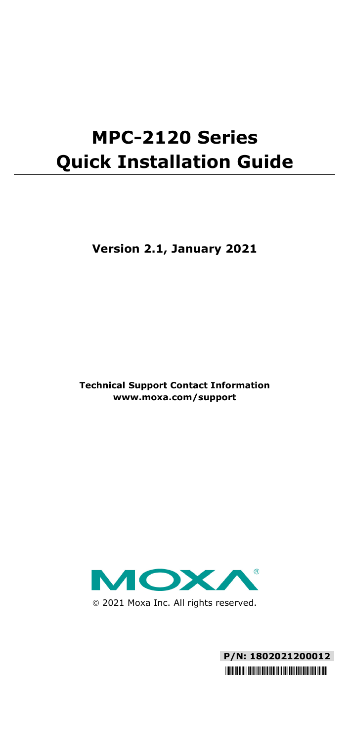# MPC-2120 Series Quick Installation Guide

**Version 2.1, January 2021**

**Technical Support Contact Information**
**www.moxa.com/support**

© 2021 Moxa Inc. All rights reserved.

**P/N: 1802021200012**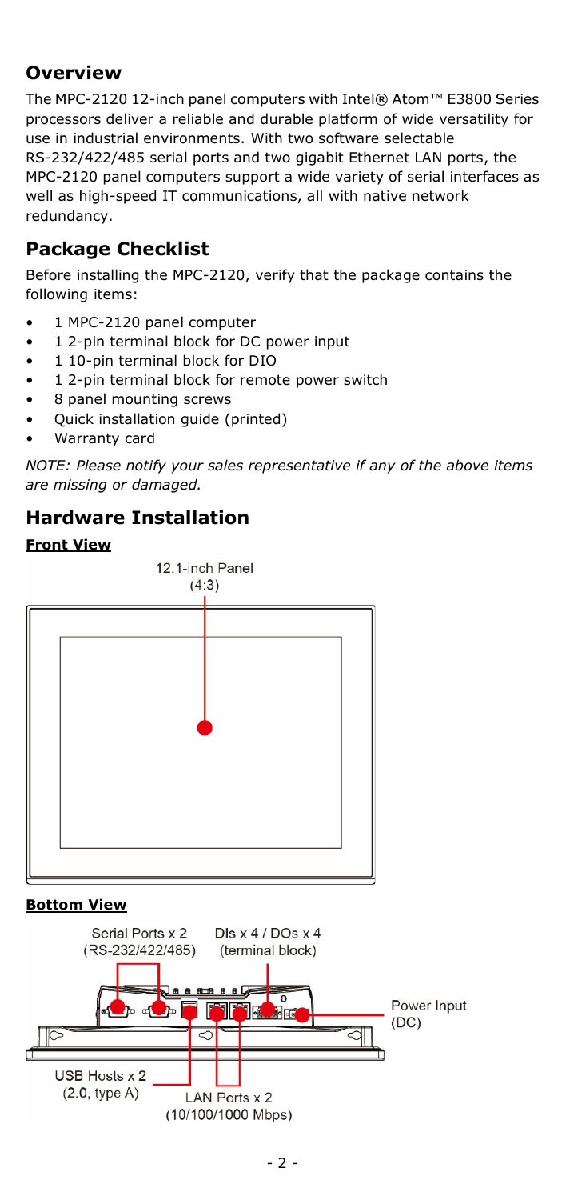## Overview

The MPC-2120 12-inch panel computers with Intel® Atom™ E3800 Series processors deliver a reliable and durable platform of wide versatility for use in industrial environments. With two software selectable RS-232/422/485 serial ports and two gigabit Ethernet LAN ports, the MPC-2120 panel computers support a wide variety of serial interfaces as well as high-speed IT communications, all with native network redundancy.

## Package Checklist

Before installing the MPC-2120, verify that the package contains the following items:

- 1 MPC-2120 panel computer
- 1 2-pin terminal block for DC power input
- 1 10-pin terminal block for DIO
- 1 2-pin terminal block for remote power switch
- 8 panel mounting screws
- Quick installation guide (printed)
- Warranty card

*NOTE: Please notify your sales representative if any of the above items are missing or damaged.*

## Hardware Installation

**Front View**

12.1-inch Panel (4:3)

**Bottom View**

Serial Ports x 2 (RS-232/422/485)

DIs x 4 / DOs x 4 (terminal block)

Power Input (DC)

USB Hosts x 2 (2.0, type A)

LAN Ports x 2 (10/100/1000 Mbps)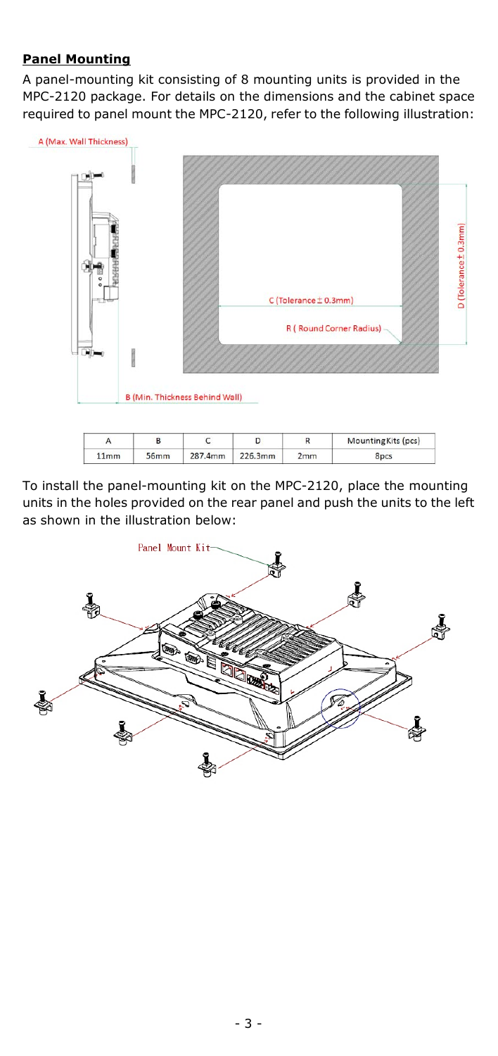**Panel Mounting**

A panel-mounting kit consisting of 8 mounting units is provided in the MPC-2120 package. For details on the dimensions and the cabinet space required to panel mount the MPC-2120, refer to the following illustration:

| A | B | C | D | R | Mounting Kits (pcs) |
|---|---|---|---|---|---|
| 11mm | 56mm | 287.4mm | 226.3mm | 2mm | 8pcs |

To install the panel-mounting kit on the MPC-2120, place the mounting units in the holes provided on the rear panel and push the units to the left as shown in the illustration below: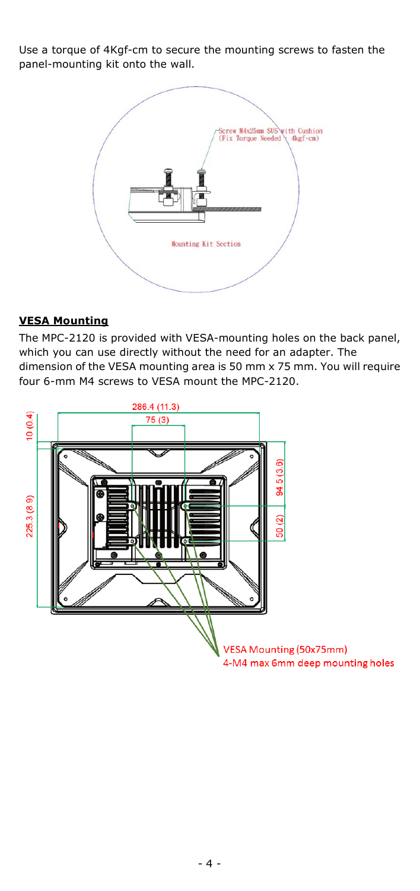Use a torque of 4Kgf-cm to secure the mounting screws to fasten the panel-mounting kit onto the wall.

Screw M4x25mm SUS with Cushion (Fix Torque Needed : 4kgf-cm)

Mounting Kit Section

**VESA Mounting**

The MPC-2120 is provided with VESA-mounting holes on the back panel, which you can use directly without the need for an adapter. The dimension of the VESA mounting area is 50 mm x 75 mm. You will require four 6-mm M4 screws to VESA mount the MPC-2120.

286.4 (11.3)

75 (3)

10 (0.4)

225.3 (8.9)

94.5 (3.6)

50 (2)

VESA Mounting (50x75mm)
4-M4 max 6mm deep mounting holes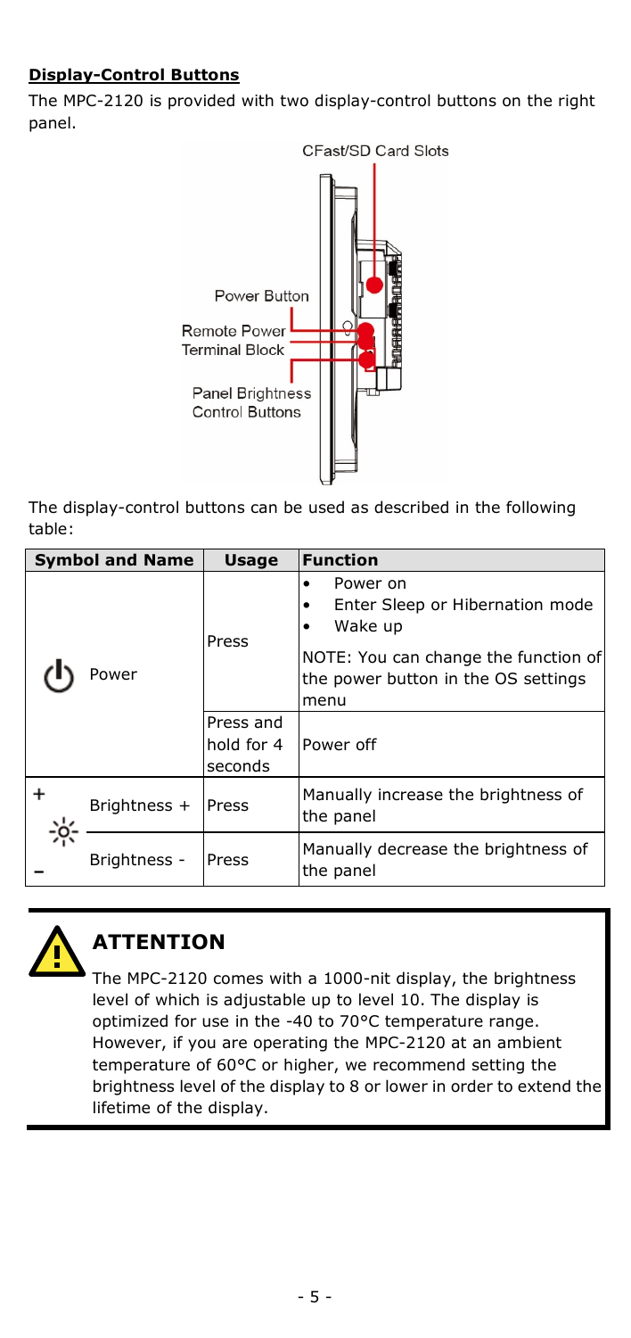**Display-Control Buttons**

The MPC-2120 is provided with two display-control buttons on the right panel.

CFast/SD Card Slots

Power Button

Remote Power Terminal Block

Panel Brightness Control Buttons

The display-control buttons can be used as described in the following table:

| Symbol and Name | | Usage | Function |
|---|---|---|---|
| ⏻ | Power | Press | • Power on<br>• Enter Sleep or Hibernation mode<br>• Wake up<br><br>NOTE: You can change the function of the power button in the OS settings menu |
| | | Press and hold for 4 seconds | Power off |
| + | Brightness + | Press | Manually increase the brightness of the panel |
| − | Brightness - | Press | Manually decrease the brightness of the panel |

**ATTENTION**

The MPC-2120 comes with a 1000-nit display, the brightness level of which is adjustable up to level 10. The display is optimized for use in the -40 to 70°C temperature range. However, if you are operating the MPC-2120 at an ambient temperature of 60°C or higher, we recommend setting the brightness level of the display to 8 or lower in order to extend the lifetime of the display.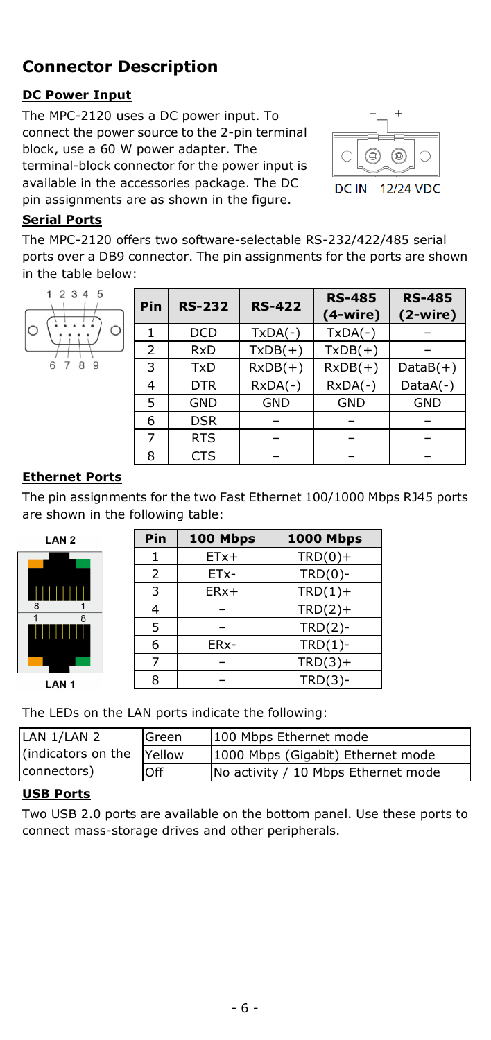## Connector Description

### DC Power Input

The MPC-2120 uses a DC power input. To connect the power source to the 2-pin terminal block, use a 60 W power adapter. The terminal-block connector for the power input is available in the accessories package. The DC pin assignments are as shown in the figure.

DC IN 12/24 VDC

### Serial Ports

The MPC-2120 offers two software-selectable RS-232/422/485 serial ports over a DB9 connector. The pin assignments for the ports are shown in the table below:

| Pin | RS-232 | RS-422 | RS-485 (4-wire) | RS-485 (2-wire) |
|---|---|---|---|---|
| 1 | DCD | TxDA(-) | TxDA(-) | – |
| 2 | RxD | TxDB(+) | TxDB(+) | – |
| 3 | TxD | RxDB(+) | RxDB(+) | DataB(+) |
| 4 | DTR | RxDA(-) | RxDA(-) | DataA(-) |
| 5 | GND | GND | GND | GND |
| 6 | DSR | – | – | – |
| 7 | RTS | – | – | – |
| 8 | CTS | – | – | – |

### Ethernet Ports

The pin assignments for the two Fast Ethernet 100/1000 Mbps RJ45 ports are shown in the following table:

| Pin | 100 Mbps | 1000 Mbps |
|---|---|---|
| 1 | ETx+ | TRD(0)+ |
| 2 | ETx- | TRD(0)- |
| 3 | ERx+ | TRD(1)+ |
| 4 | – | TRD(2)+ |
| 5 | – | TRD(2)- |
| 6 | ERx- | TRD(1)- |
| 7 | – | TRD(3)+ |
| 8 | – | TRD(3)- |

The LEDs on the LAN ports indicate the following:

| LAN 1/LAN 2 (indicators on the connectors) | Green | 100 Mbps Ethernet mode |
|---|---|---|
| | Yellow | 1000 Mbps (Gigabit) Ethernet mode |
| | Off | No activity / 10 Mbps Ethernet mode |

### USB Ports

Two USB 2.0 ports are available on the bottom panel. Use these ports to connect mass-storage drives and other peripherals.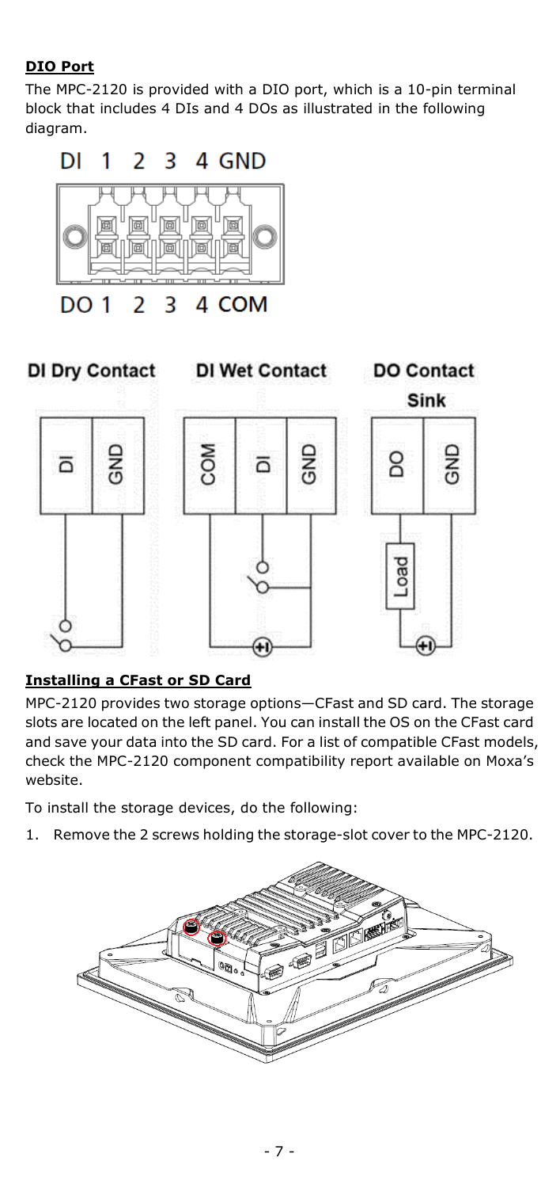**DIO Port**

The MPC-2120 is provided with a DIO port, which is a 10-pin terminal block that includes 4 DIs and 4 DOs as illustrated in the following diagram.

DI 1 2 3 4 GND

DO 1 2 3 4 COM

DI Dry Contact — DI Wet Contact — DO Contact (Sink)

**Installing a CFast or SD Card**

MPC-2120 provides two storage options—CFast and SD card. The storage slots are located on the left panel. You can install the OS on the CFast card and save your data into the SD card. For a list of compatible CFast models, check the MPC-2120 component compatibility report available on Moxa's website.

To install the storage devices, do the following:

1. Remove the 2 screws holding the storage-slot cover to the MPC-2120.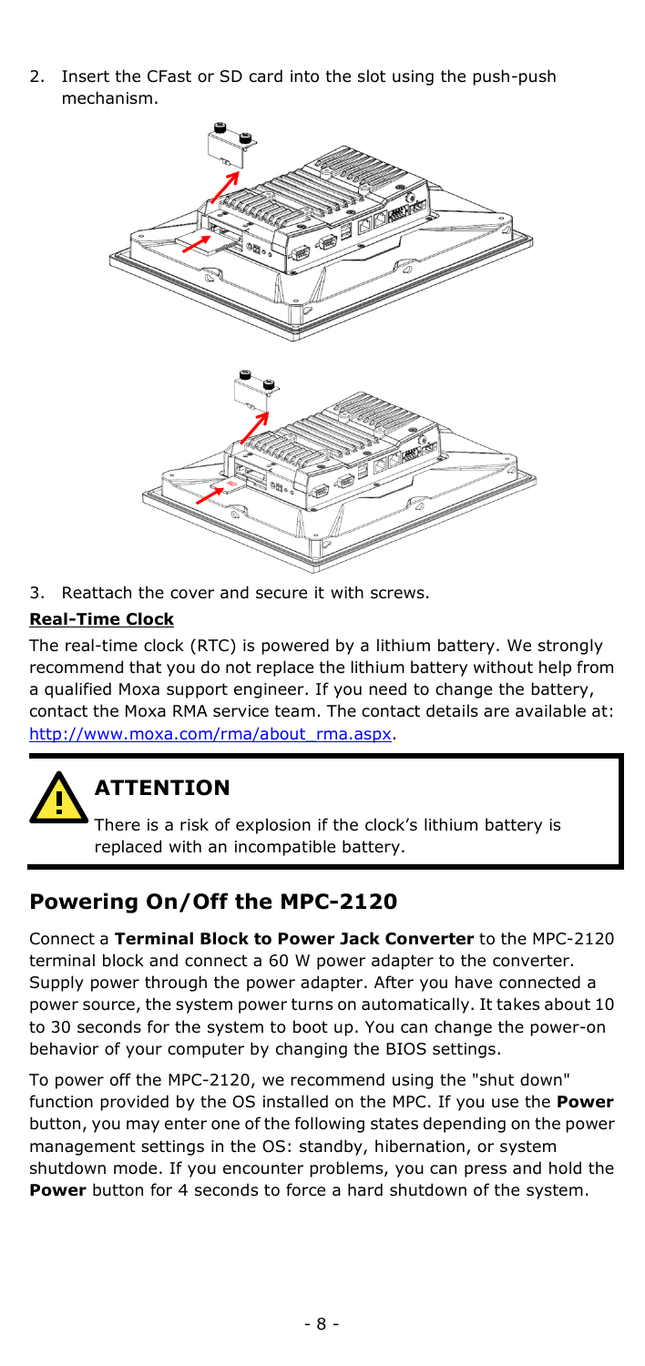2. Insert the CFast or SD card into the slot using the push-push mechanism.

3. Reattach the cover and secure it with screws.

**Real-Time Clock**

The real-time clock (RTC) is powered by a lithium battery. We strongly recommend that you do not replace the lithium battery without help from a qualified Moxa support engineer. If you need to change the battery, contact the Moxa RMA service team. The contact details are available at: http://www.moxa.com/rma/about_rma.aspx.

> **ATTENTION**
>
> There is a risk of explosion if the clock's lithium battery is replaced with an incompatible battery.

## Powering On/Off the MPC-2120

Connect a **Terminal Block to Power Jack Converter** to the MPC-2120 terminal block and connect a 60 W power adapter to the converter. Supply power through the power adapter. After you have connected a power source, the system power turns on automatically. It takes about 10 to 30 seconds for the system to boot up. You can change the power-on behavior of your computer by changing the BIOS settings.

To power off the MPC-2120, we recommend using the "shut down" function provided by the OS installed on the MPC. If you use the **Power** button, you may enter one of the following states depending on the power management settings in the OS: standby, hibernation, or system shutdown mode. If you encounter problems, you can press and hold the **Power** button for 4 seconds to force a hard shutdown of the system.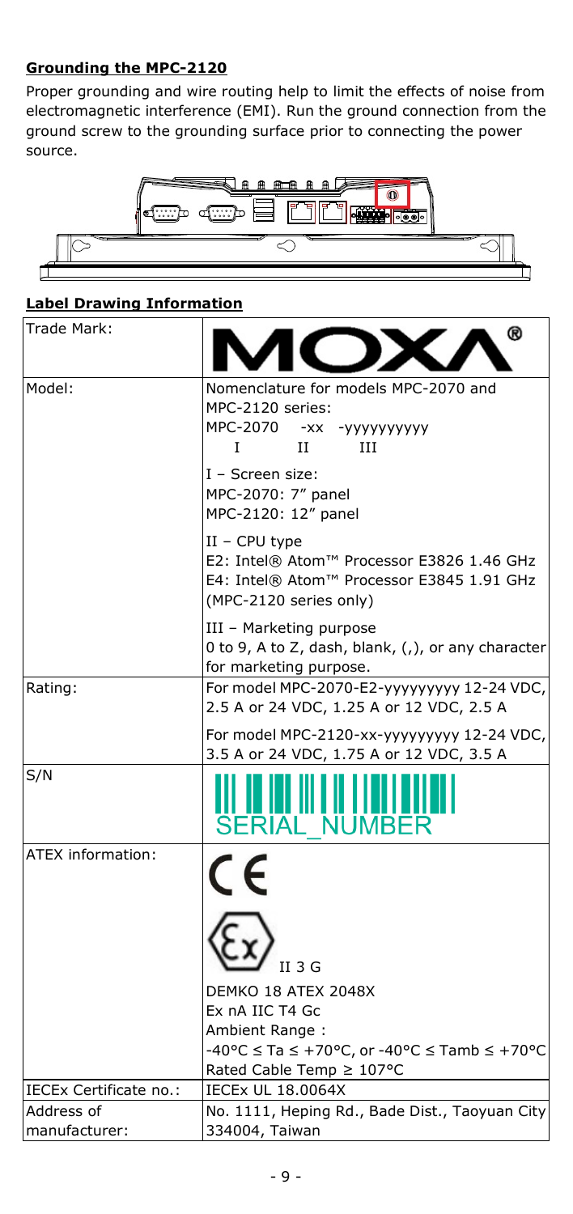**Grounding the MPC-2120**

Proper grounding and wire routing help to limit the effects of noise from electromagnetic interference (EMI). Run the ground connection from the ground screw to the grounding surface prior to connecting the power source.

**Label Drawing Information**

| Trade Mark: | MOXA® |
|---|---|
| Model: | Nomenclature for models MPC-2070 and MPC-2120 series:<br>MPC-2070 -xx -yyyyyyyyyy<br>I II III<br><br>I – Screen size:<br>MPC-2070: 7" panel<br>MPC-2120: 12" panel<br><br>II – CPU type<br>E2: Intel® Atom™ Processor E3826 1.46 GHz<br>E4: Intel® Atom™ Processor E3845 1.91 GHz (MPC-2120 series only)<br><br>III – Marketing purpose<br>0 to 9, A to Z, dash, blank, (,), or any character for marketing purpose. |
| Rating: | For model MPC-2070-E2-yyyyyyyyy 12-24 VDC, 2.5 A or 24 VDC, 1.25 A or 12 VDC, 2.5 A<br><br>For model MPC-2120-xx-yyyyyyyyy 12-24 VDC, 3.5 A or 24 VDC, 1.75 A or 12 VDC, 3.5 A |
| S/N | SERIAL_NUMBER |
| ATEX information: | CE<br>Ex II 3 G<br>DEMKO 18 ATEX 2048X<br>Ex nA IIC T4 Gc<br>Ambient Range :<br>-40°C ≤ Ta ≤ +70°C, or -40°C ≤ Tamb ≤ +70°C<br>Rated Cable Temp ≥ 107°C |
| IECEx Certificate no.: | IECEx UL 18.0064X |
| Address of manufacturer: | No. 1111, Heping Rd., Bade Dist., Taoyuan City 334004, Taiwan |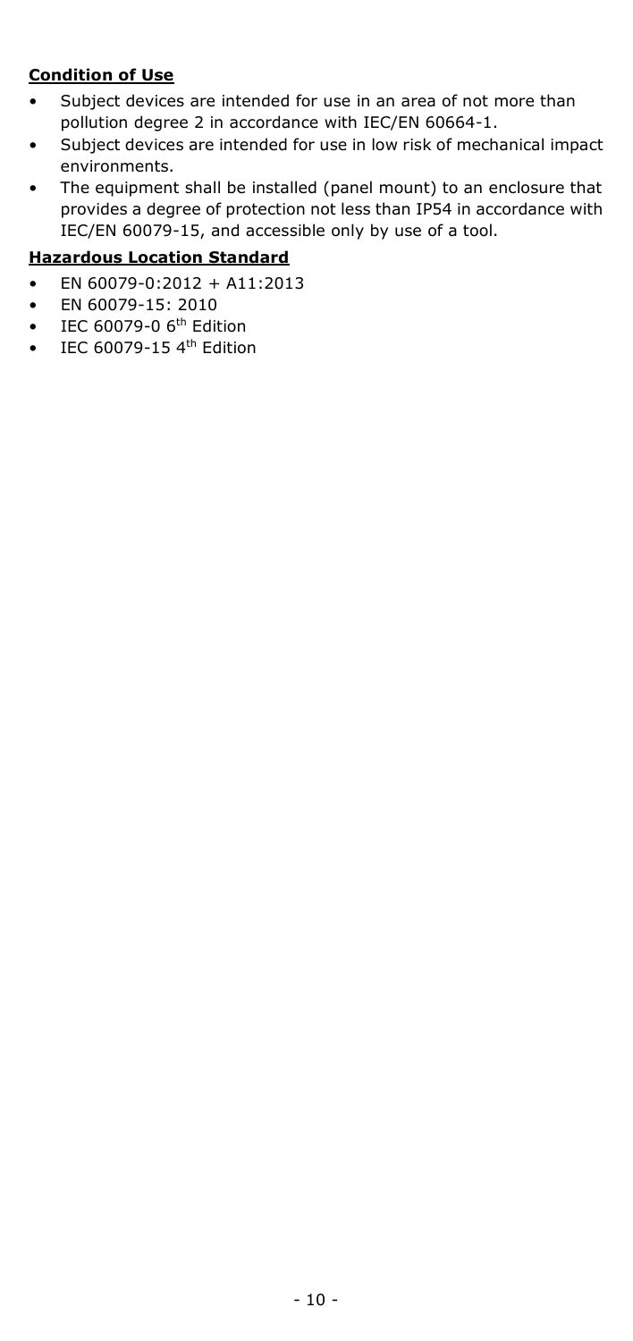**Condition of Use**

- Subject devices are intended for use in an area of not more than pollution degree 2 in accordance with IEC/EN 60664-1.
- Subject devices are intended for use in low risk of mechanical impact environments.
- The equipment shall be installed (panel mount) to an enclosure that provides a degree of protection not less than IP54 in accordance with IEC/EN 60079-15, and accessible only by use of a tool.

**Hazardous Location Standard**

- EN 60079-0:2012 + A11:2013
- EN 60079-15: 2010
- IEC 60079-0 6th Edition
- IEC 60079-15 4th Edition